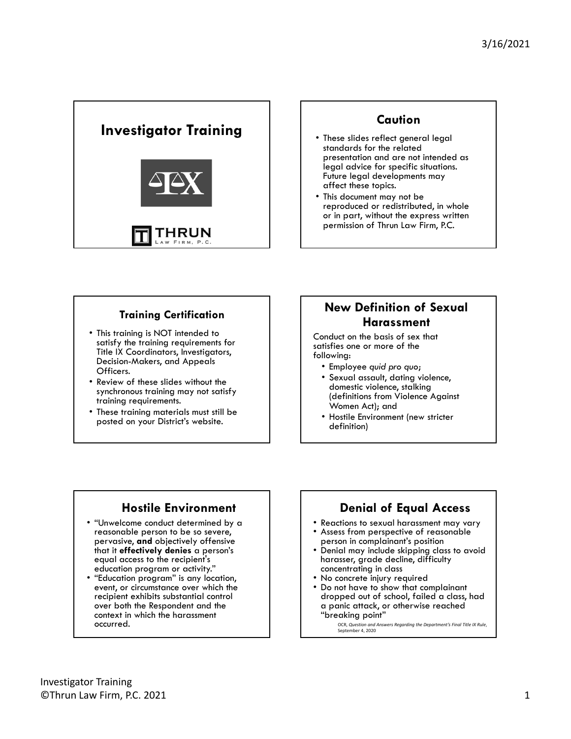# Investigator Training

THRUN
LAW FIRM, P.C.

## Caution

- These slides reflect general legal standards for the related presentation and are not intended as legal advice for specific situations. Future legal developments may affect these topics.
- This document may not be reproduced or redistributed, in whole or in part, without the express written permission of Thrun Law Firm, P.C.

## Training Certification

- This training is NOT intended to satisfy the training requirements for Title IX Coordinators, Investigators, Decision-Makers, and Appeals Officers.
- Review of these slides without the synchronous training may not satisfy training requirements.
- These training materials must still be posted on your District's website.

## New Definition of Sexual Harassment

Conduct on the basis of sex that satisfies one or more of the following:

- Employee *quid pro quo*;
- Sexual assault, dating violence, domestic violence, stalking (definitions from Violence Against Women Act); and
- Hostile Environment (new stricter definition)

## Hostile Environment

- "Unwelcome conduct determined by a reasonable person to be so severe, pervasive, **and** objectively offensive that it **effectively denies** a person's equal access to the recipient's education program or activity."
- "Education program" is any location, event, or circumstance over which the recipient exhibits substantial control over both the Respondent and the context in which the harassment occurred.

## Denial of Equal Access

- Reactions to sexual harassment may vary
- Assess from perspective of reasonable person in complainant's position
- Denial may include skipping class to avoid harasser, grade decline, difficulty concentrating in class
- No concrete injury required
- Do not have to show that complainant dropped out of school, failed a class, had a panic attack, or otherwise reached "breaking point"

OCR, *Question and Answers Regarding the Department's Final Title IX Rule*, September 4, 2020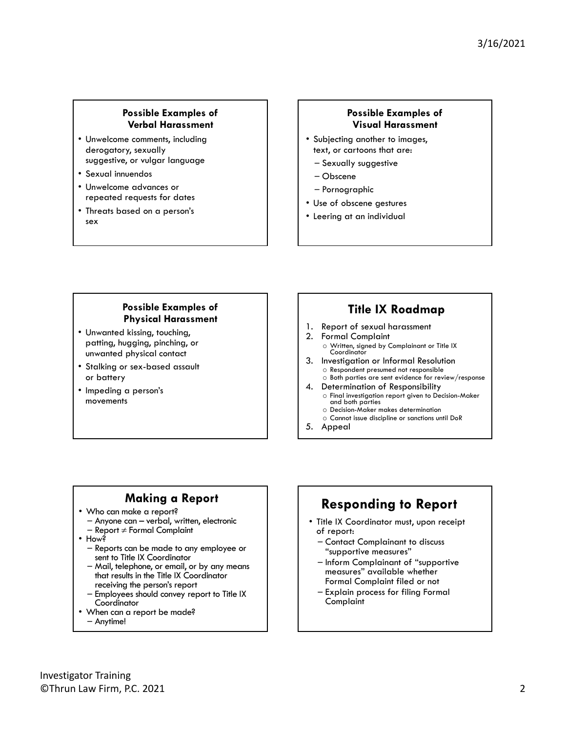## Possible Examples of Verbal Harassment

- Unwelcome comments, including derogatory, sexually suggestive, or vulgar language
- Sexual innuendos
- Unwelcome advances or repeated requests for dates
- Threats based on a person's sex

## Possible Examples of Visual Harassment

- Subjecting another to images, text, or cartoons that are:
  - Sexually suggestive
  - Obscene
  - Pornographic
- Use of obscene gestures
- Leering at an individual

## Possible Examples of Physical Harassment

- Unwanted kissing, touching, patting, hugging, pinching, or unwanted physical contact
- Stalking or sex-based assault or battery
- Impeding a person's movements

## Title IX Roadmap

1. Report of sexual harassment
2. Formal Complaint
   - Written, signed by Complainant or Title IX Coordinator
3. Investigation or Informal Resolution
   - Respondent presumed not responsible
   - Both parties are sent evidence for review/response
4. Determination of Responsibility
   - Final investigation report given to Decision-Maker and both parties
   - Decision-Maker makes determination
   - Cannot issue discipline or sanctions until DoR
5. Appeal

## Making a Report

- Who can make a report?
  - Anyone can – verbal, written, electronic
  - Report ≠ Formal Complaint
- How?
  - Reports can be made to any employee or sent to Title IX Coordinator
  - Mail, telephone, or email, or by any means that results in the Title IX Coordinator receiving the person's report
  - Employees should convey report to Title IX Coordinator
- When can a report be made?
  - Anytime!

## Responding to Report

- Title IX Coordinator must, upon receipt of report:
  - Contact Complainant to discuss "supportive measures"
  - Inform Complainant of "supportive measures" available whether Formal Complaint filed or not
  - Explain process for filing Formal Complaint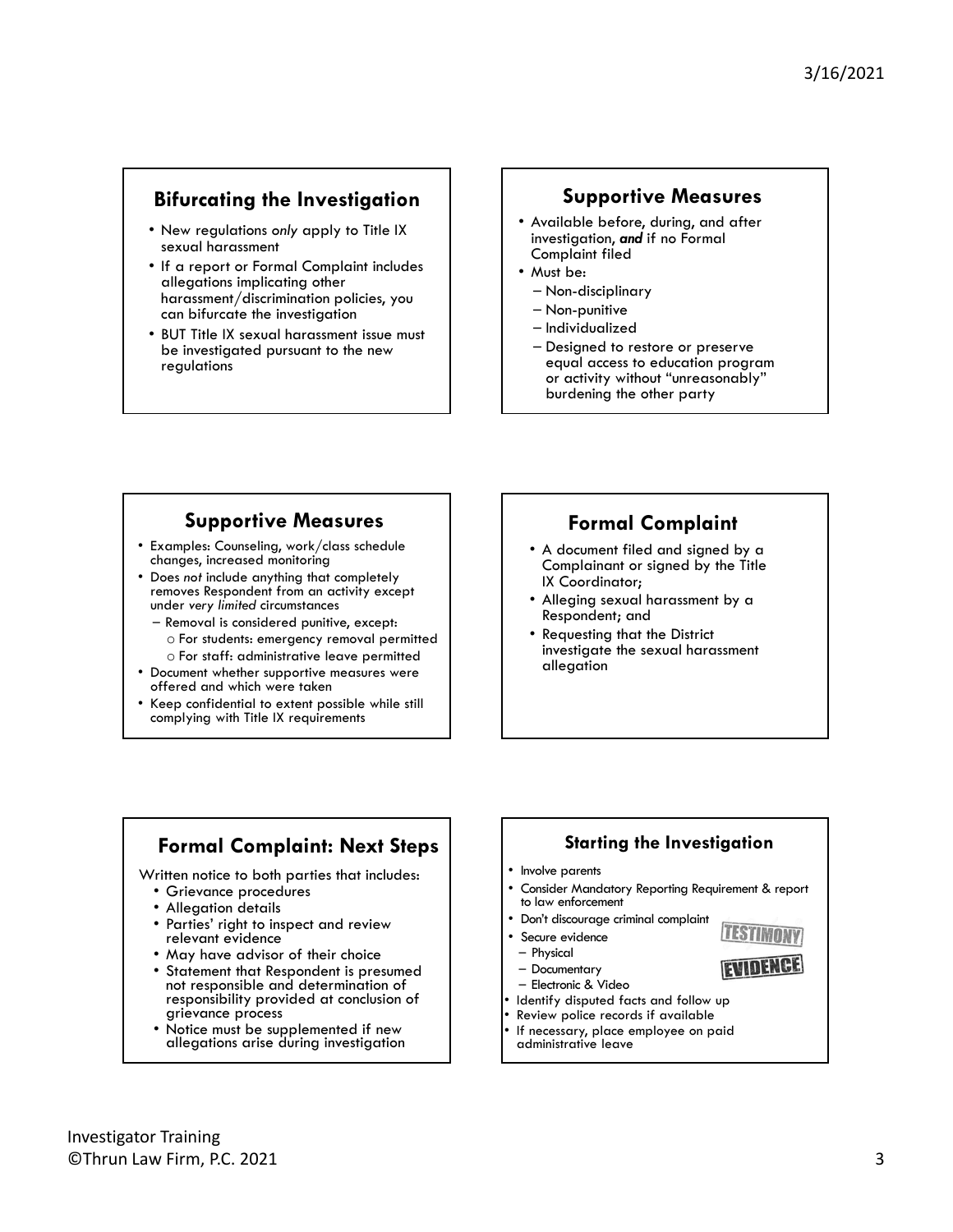## Bifurcating the Investigation

- New regulations *only* apply to Title IX sexual harassment
- If a report or Formal Complaint includes allegations implicating other harassment/discrimination policies, you can bifurcate the investigation
- BUT Title IX sexual harassment issue must be investigated pursuant to the new regulations

## Supportive Measures

- Available before, during, and after investigation, ***and*** if no Formal Complaint filed
- Must be:
  - Non-disciplinary
  - Non-punitive
  - Individualized
  - Designed to restore or preserve equal access to education program or activity without "unreasonably" burdening the other party

## Supportive Measures

- Examples: Counseling, work/class schedule changes, increased monitoring
- Does *not* include anything that completely removes Respondent from an activity except under *very limited* circumstances
  - Removal is considered punitive, except:
    - For students: emergency removal permitted
    - For staff: administrative leave permitted
- Document whether supportive measures were offered and which were taken
- Keep confidential to extent possible while still complying with Title IX requirements

## Formal Complaint

- A document filed and signed by a Complainant or signed by the Title IX Coordinator;
- Alleging sexual harassment by a Respondent; and
- Requesting that the District investigate the sexual harassment allegation

## Formal Complaint: Next Steps

Written notice to both parties that includes:

- Grievance procedures
- Allegation details
- Parties' right to inspect and review relevant evidence
- May have advisor of their choice
- Statement that Respondent is presumed not responsible and determination of responsibility provided at conclusion of grievance process
- Notice must be supplemented if new allegations arise during investigation

## Starting the Investigation

- Involve parents
- Consider Mandatory Reporting Requirement & report to law enforcement
- Don't discourage criminal complaint
- Secure evidence
  - Physical
  - Documentary
  - Electronic & Video
- Identify disputed facts and follow up
- Review police records if available
- If necessary, place employee on paid administrative leave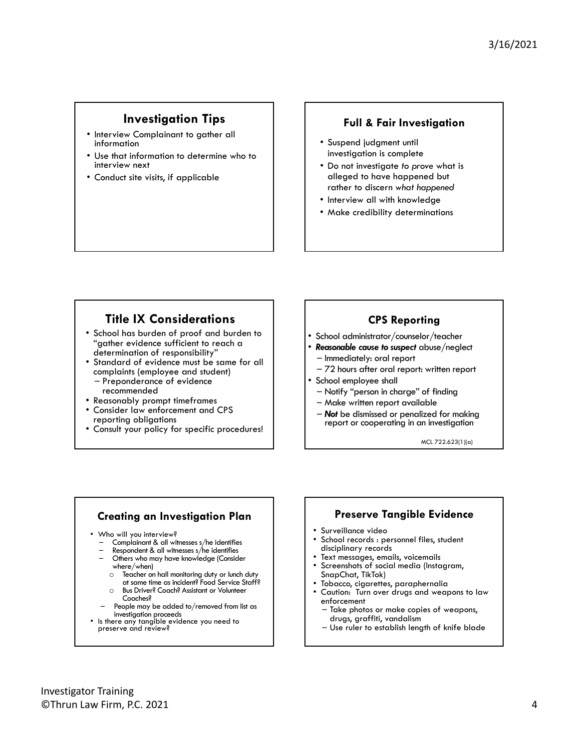## Investigation Tips

- Interview Complainant to gather all information
- Use that information to determine who to interview next
- Conduct site visits, if applicable

## Full & Fair Investigation

- Suspend judgment until investigation is complete
- Do not investigate *to prove* what is alleged to have happened but rather to discern *what happened*
- Interview all with knowledge
- Make credibility determinations

## Title IX Considerations

- School has burden of proof and burden to "gather evidence sufficient to reach a determination of responsibility"
- Standard of evidence must be same for all complaints (employee and student)
  - Preponderance of evidence recommended
- Reasonably prompt timeframes
- Consider law enforcement and CPS reporting obligations
- Consult your policy for specific procedures!

## CPS Reporting

- School administrator/counselor/teacher
- ***Reasonable cause to suspect*** abuse/neglect
  - Immediately: oral report
  - 72 hours after oral report: written report
- School employee shall
  - Notify "person in charge" of finding
  - Make written report available
  - ***Not*** be dismissed or penalized for making report or cooperating in an investigation

MCL 722.623(1)(a)

## Creating an Investigation Plan

- Who will you interview?
  - Complainant & all witnesses s/he identifies
  - Respondent & all witnesses s/he identifies
  - Others who may have knowledge (Consider where/when)
    - Teacher on hall monitoring duty or lunch duty at same time as incident? Food Service Staff?
    - Bus Driver? Coach? Assistant or Volunteer Coaches?
  - People may be added to/removed from list as investigation proceeds
- Is there any tangible evidence you need to preserve and review?

## Preserve Tangible Evidence

- Surveillance video
- School records : personnel files, student disciplinary records
- Text messages, emails, voicemails
- Screenshots of social media (Instagram, SnapChat, TikTok)
- Tobacco, cigarettes, paraphernalia
- Caution: Turn over drugs and weapons to law enforcement
  - Take photos or make copies of weapons, drugs, graffiti, vandalism
  - Use ruler to establish length of knife blade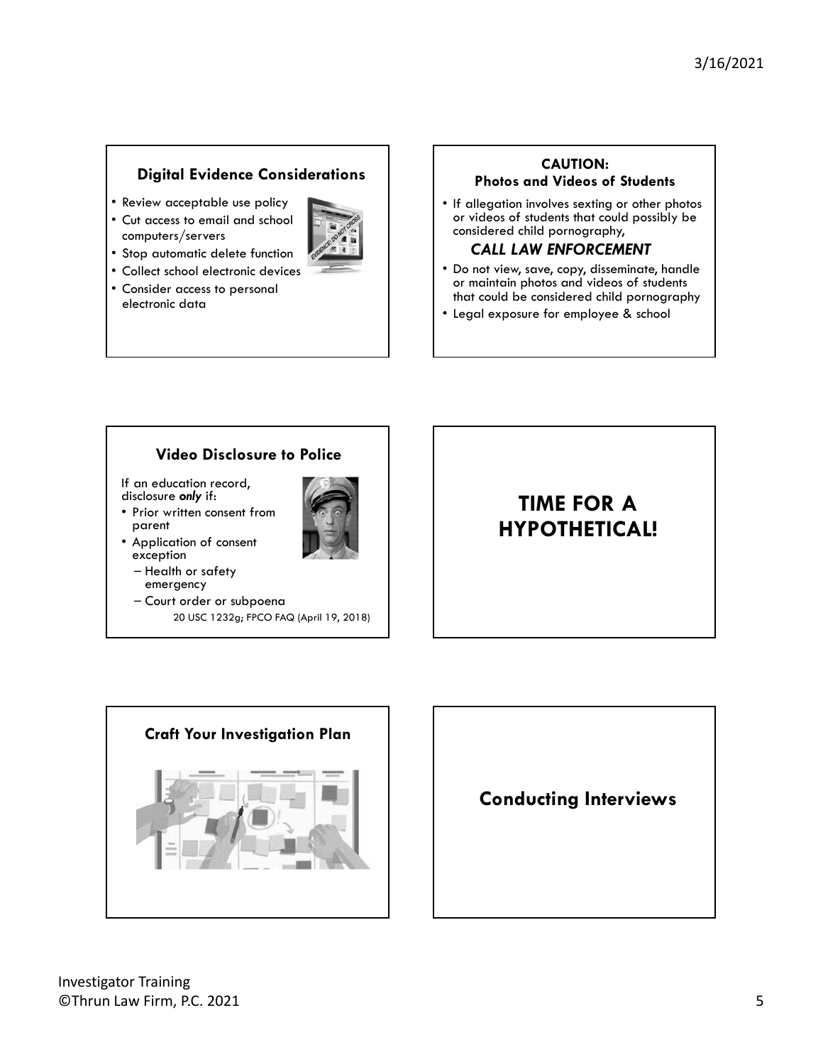## Digital Evidence Considerations

- Review acceptable use policy
- Cut access to email and school computers/servers
- Stop automatic delete function
- Collect school electronic devices
- Consider access to personal electronic data

## CAUTION: Photos and Videos of Students

- If allegation involves sexting or other photos or videos of students that could possibly be considered child pornography,

  ***CALL LAW ENFORCEMENT***

- Do not view, save, copy, disseminate, handle or maintain photos and videos of students that could be considered child pornography
- Legal exposure for employee & school

## Video Disclosure to Police

If an education record, disclosure ***only*** if:

- Prior written consent from parent
- Application of consent exception
  - Health or safety emergency
  - Court order or subpoena

20 USC 1232g; FPCO FAQ (April 19, 2018)

## TIME FOR A HYPOTHETICAL!

## Craft Your Investigation Plan

## Conducting Interviews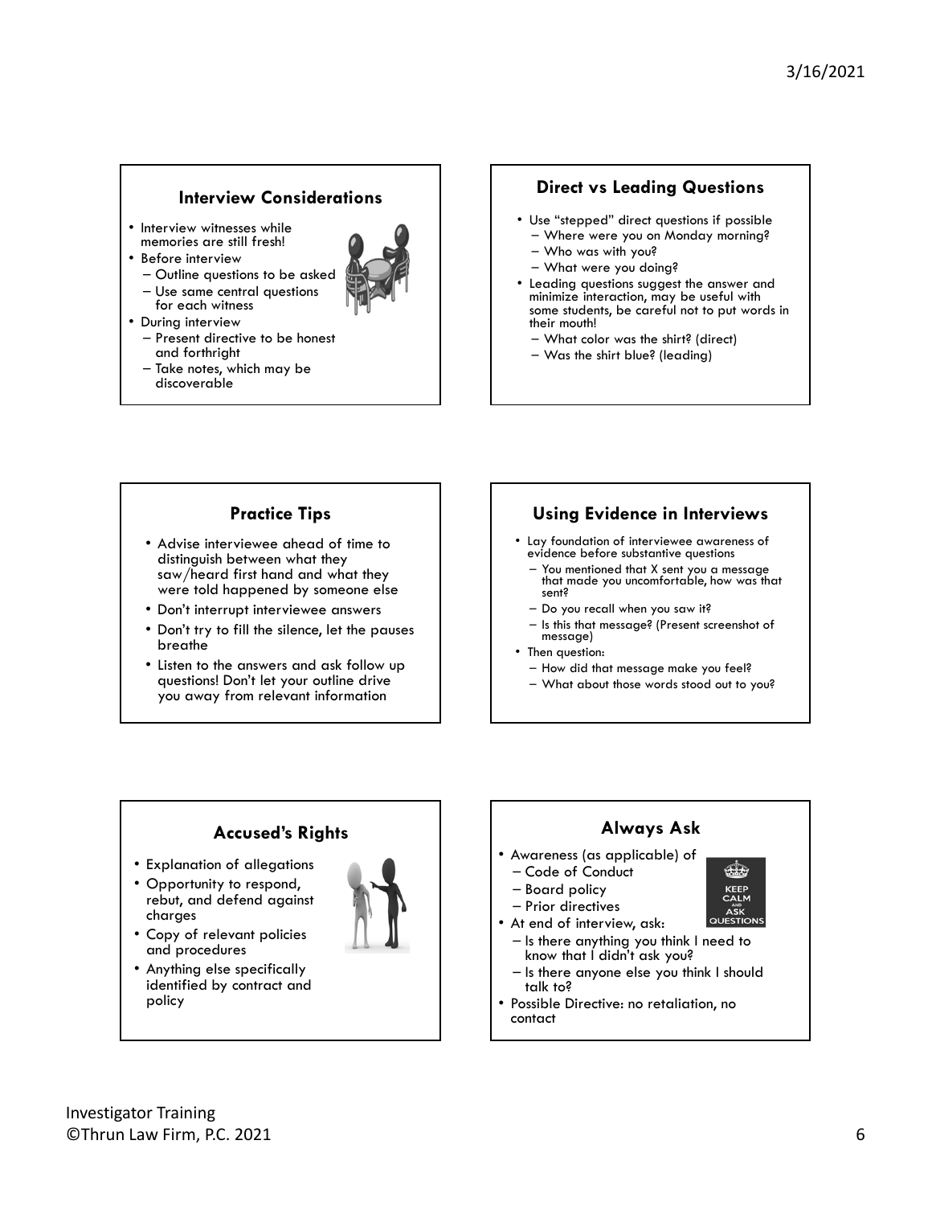## Interview Considerations

- Interview witnesses while memories are still fresh!
- Before interview
  - Outline questions to be asked
  - Use same central questions for each witness
- During interview
  - Present directive to be honest and forthright
  - Take notes, which may be discoverable

## Direct vs Leading Questions

- Use "stepped" direct questions if possible
  - Where were you on Monday morning?
  - Who was with you?
  - What were you doing?
- Leading questions suggest the answer and minimize interaction, may be useful with some students, be careful not to put words in their mouth!
  - What color was the shirt? (direct)
  - Was the shirt blue? (leading)

## Practice Tips

- Advise interviewee ahead of time to distinguish between what they saw/heard first hand and what they were told happened by someone else
- Don't interrupt interviewee answers
- Don't try to fill the silence, let the pauses breathe
- Listen to the answers and ask follow up questions! Don't let your outline drive you away from relevant information

## Using Evidence in Interviews

- Lay foundation of interviewee awareness of evidence before substantive questions
  - You mentioned that X sent you a message that made you uncomfortable, how was that sent?
  - Do you recall when you saw it?
  - Is this that message? (Present screenshot of message)
- Then question:
  - How did that message make you feel?
  - What about those words stood out to you?

## Accused's Rights

- Explanation of allegations
- Opportunity to respond, rebut, and defend against charges
- Copy of relevant policies and procedures
- Anything else specifically identified by contract and policy

## Always Ask

- Awareness (as applicable) of
  - Code of Conduct
  - Board policy
  - Prior directives
- At end of interview, ask:
  - Is there anything you think I need to know that I didn't ask you?
  - Is there anyone else you think I should talk to?
- Possible Directive: no retaliation, no contact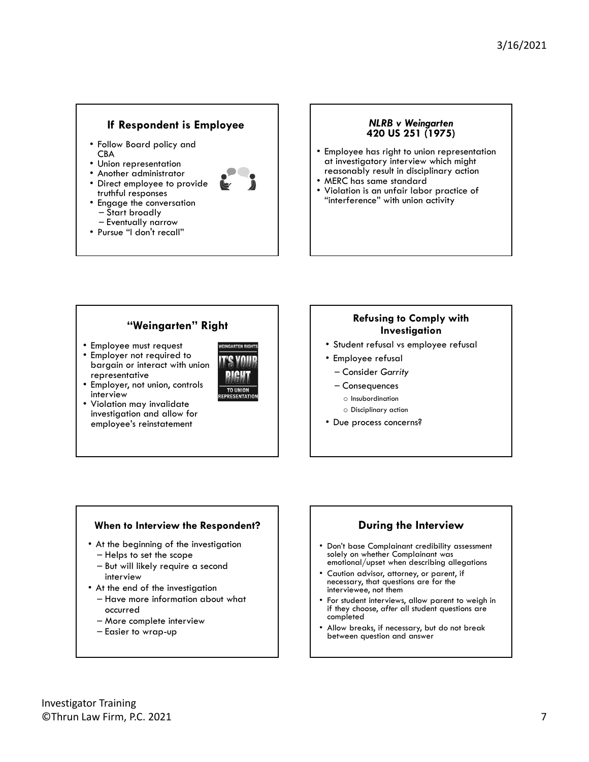## If Respondent is Employee

- Follow Board policy and CBA
- Union representation
- Another administrator
- Direct employee to provide truthful responses
- Engage the conversation
  - Start broadly
  - Eventually narrow
- Pursue "I don't recall"

## *NLRB v Weingarten* 420 US 251 (1975)

- Employee has right to union representation at investigatory interview which might reasonably result in disciplinary action
- MERC has same standard
- Violation is an unfair labor practice of "interference" with union activity

## "Weingarten" Right

- Employee must request
- Employer not required to bargain or interact with union representative
- Employer, not union, controls interview
- Violation may invalidate investigation and allow for employee's reinstatement

## Refusing to Comply with Investigation

- Student refusal vs employee refusal
- Employee refusal
  - Consider *Garrity*
  - Consequences
    - Insubordination
    - Disciplinary action
- Due process concerns?

## When to Interview the Respondent?

- At the beginning of the investigation
  - Helps to set the scope
  - But will likely require a second interview
- At the end of the investigation
  - Have more information about what occurred
  - More complete interview
  - Easier to wrap-up

## During the Interview

- Don't base Complainant credibility assessment solely on whether Complainant was emotional/upset when describing allegations
- Caution advisor, attorney, or parent, if necessary, that questions are for the interviewee, not them
- For student interviews, allow parent to weigh in if they choose, *after* all student questions are completed
- Allow breaks, if necessary, but do not break between question and answer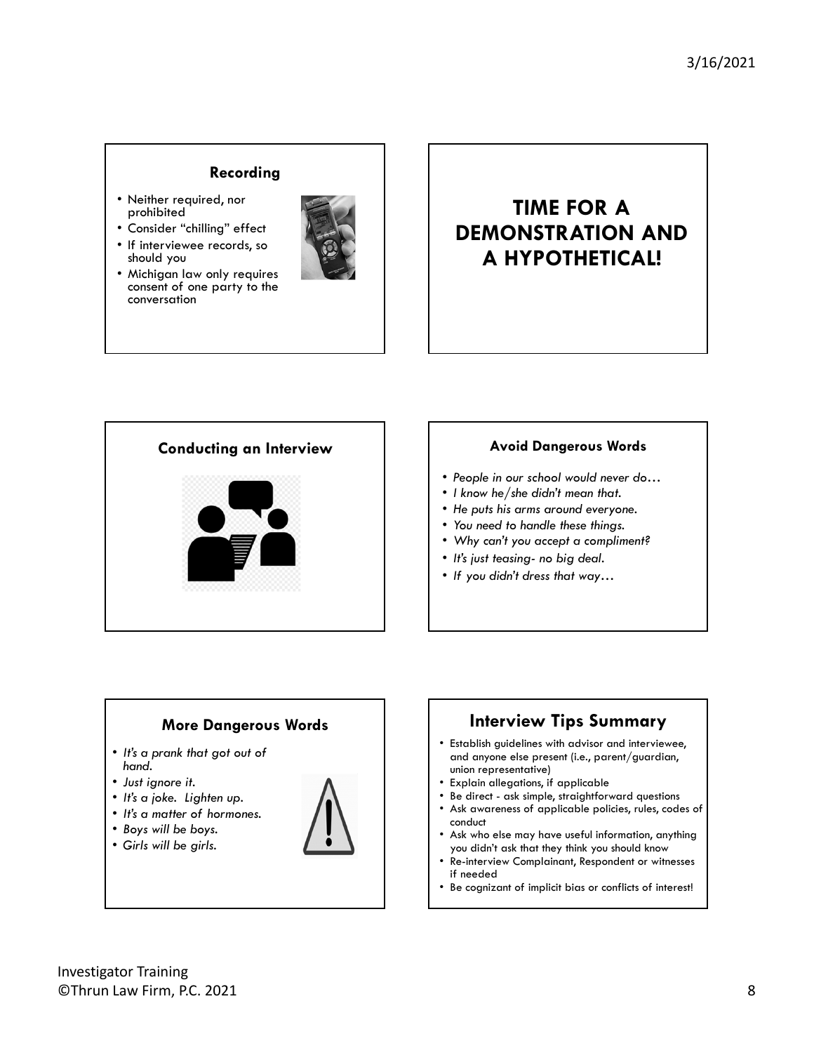## Recording

- Neither required, nor prohibited
- Consider "chilling" effect
- If interviewee records, so should you
- Michigan law only requires consent of one party to the conversation

## TIME FOR A DEMONSTRATION AND A HYPOTHETICAL!

## Conducting an Interview

## Avoid Dangerous Words

- *People in our school would never do…*
- *I know he/she didn't mean that.*
- *He puts his arms around everyone.*
- *You need to handle these things.*
- *Why can't you accept a compliment?*
- *It's just teasing- no big deal.*
- *If you didn't dress that way…*

## More Dangerous Words

- *It's a prank that got out of hand.*
- *Just ignore it.*
- *It's a joke. Lighten up.*
- *It's a matter of hormones.*
- *Boys will be boys.*
- *Girls will be girls.*

## Interview Tips Summary

- Establish guidelines with advisor and interviewee, and anyone else present (i.e., parent/guardian, union representative)
- Explain allegations, if applicable
- Be direct - ask simple, straightforward questions
- Ask awareness of applicable policies, rules, codes of conduct
- Ask who else may have useful information, anything you didn't ask that they think you should know
- Re-interview Complainant, Respondent or witnesses if needed
- Be cognizant of implicit bias or conflicts of interest!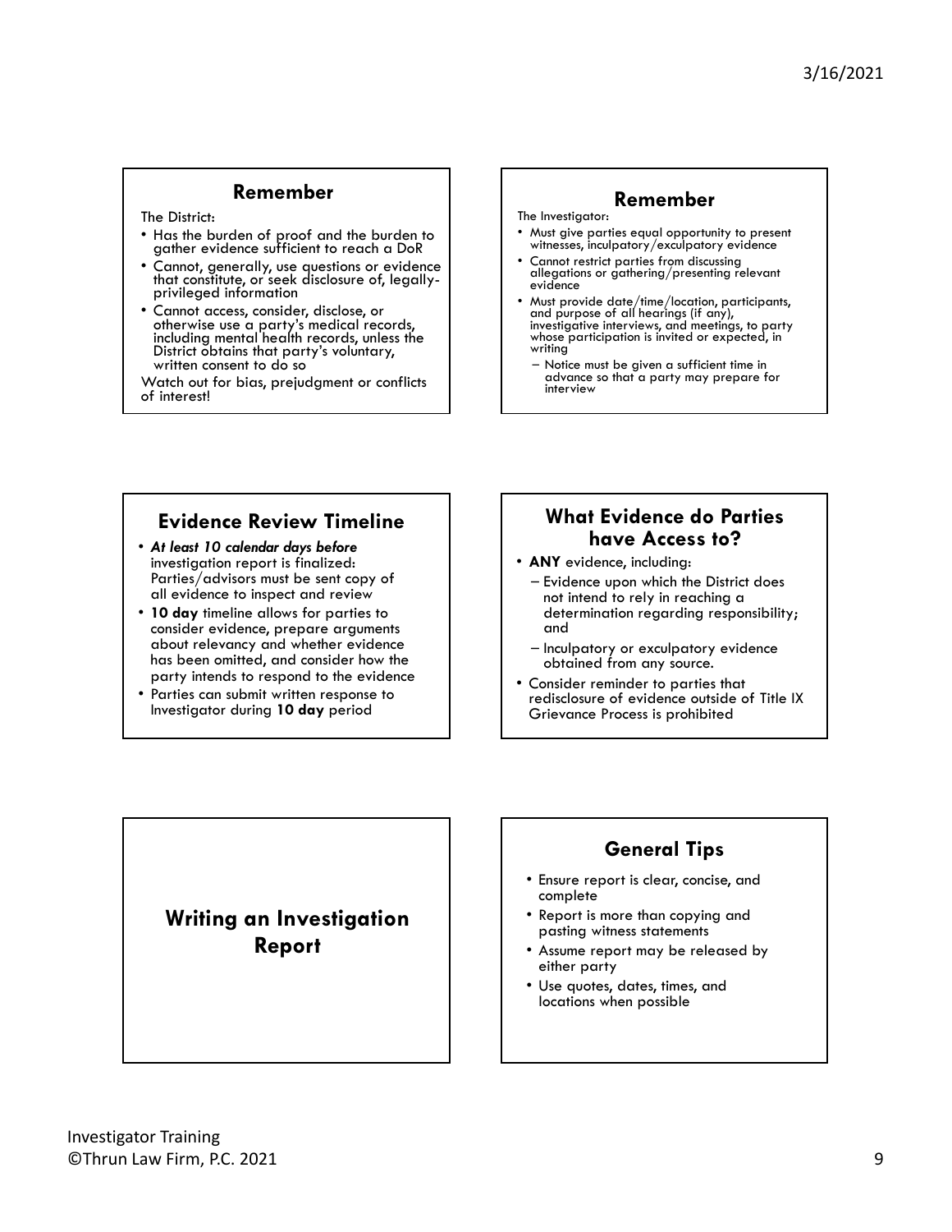## Remember

The District:

- Has the burden of proof and the burden to gather evidence sufficient to reach a DoR
- Cannot, generally, use questions or evidence that constitute, or seek disclosure of, legally-privileged information
- Cannot access, consider, disclose, or otherwise use a party's medical records, including mental health records, unless the District obtains that party's voluntary, written consent to do so

Watch out for bias, prejudgment or conflicts of interest!

## Remember

The Investigator:

- Must give parties equal opportunity to present witnesses, inculpatory/exculpatory evidence
- Cannot restrict parties from discussing allegations or gathering/presenting relevant evidence
- Must provide date/time/location, participants, and purpose of all hearings (if any), investigative interviews, and meetings, to party whose participation is invited or expected, in writing
  - Notice must be given a sufficient time in advance so that a party may prepare for interview

## Evidence Review Timeline

- ***At least 10 calendar days before*** investigation report is finalized: Parties/advisors must be sent copy of all evidence to inspect and review
- **10 day** timeline allows for parties to consider evidence, prepare arguments about relevancy and whether evidence has been omitted, and consider how the party intends to respond to the evidence
- Parties can submit written response to Investigator during **10 day** period

## What Evidence do Parties have Access to?

- **ANY** evidence, including:
  - Evidence upon which the District does not intend to rely in reaching a determination regarding responsibility; and
  - Inculpatory or exculpatory evidence obtained from any source.
- Consider reminder to parties that redisclosure of evidence outside of Title IX Grievance Process is prohibited

## Writing an Investigation Report

## General Tips

- Ensure report is clear, concise, and complete
- Report is more than copying and pasting witness statements
- Assume report may be released by either party
- Use quotes, dates, times, and locations when possible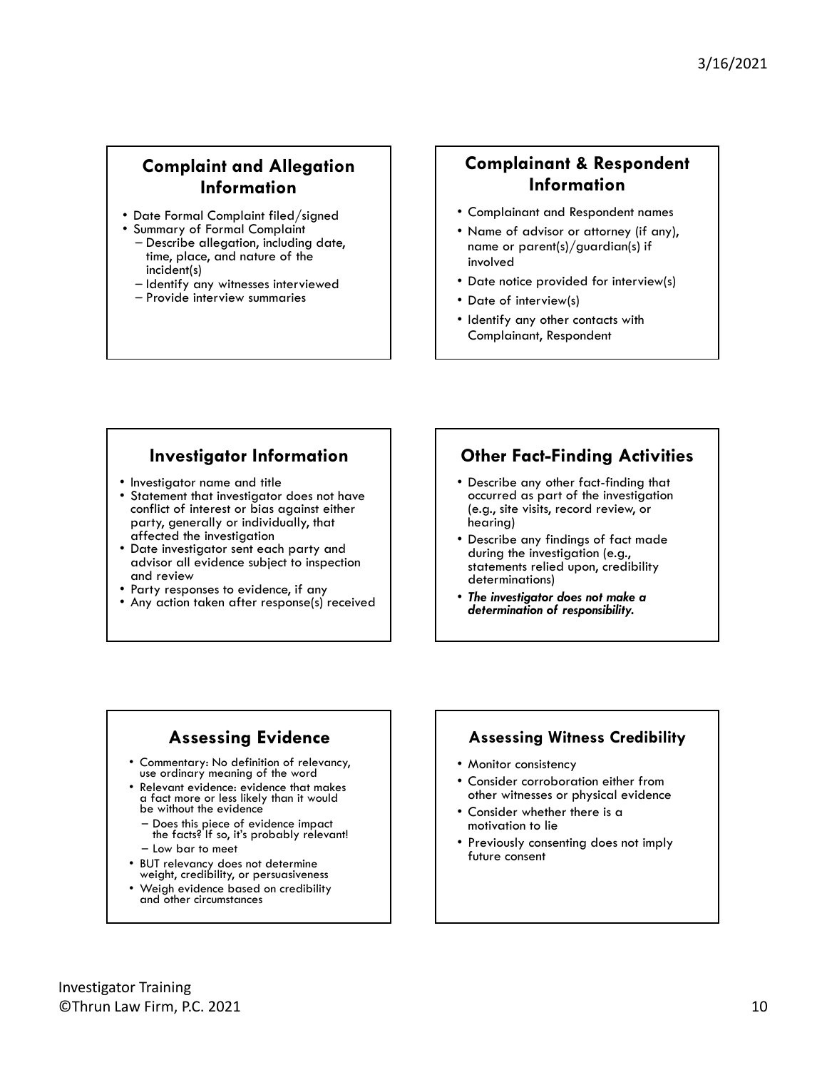## Complaint and Allegation Information

- Date Formal Complaint filed/signed
- Summary of Formal Complaint
  - Describe allegation, including date, time, place, and nature of the incident(s)
  - Identify any witnesses interviewed
  - Provide interview summaries

## Complainant & Respondent Information

- Complainant and Respondent names
- Name of advisor or attorney (if any), name or parent(s)/guardian(s) if involved
- Date notice provided for interview(s)
- Date of interview(s)
- Identify any other contacts with Complainant, Respondent

## Investigator Information

- Investigator name and title
- Statement that investigator does not have conflict of interest or bias against either party, generally or individually, that affected the investigation
- Date investigator sent each party and advisor all evidence subject to inspection and review
- Party responses to evidence, if any
- Any action taken after response(s) received

## Other Fact-Finding Activities

- Describe any other fact-finding that occurred as part of the investigation (e.g., site visits, record review, or hearing)
- Describe any findings of fact made during the investigation (e.g., statements relied upon, credibility determinations)
- ***The investigator does not make a determination of responsibility.***

## Assessing Evidence

- Commentary: No definition of relevancy, use ordinary meaning of the word
- Relevant evidence: evidence that makes a fact more or less likely than it would be without the evidence
  - Does this piece of evidence impact the facts? If so, it's probably relevant!
  - Low bar to meet
- BUT relevancy does not determine weight, credibility, or persuasiveness
- Weigh evidence based on credibility and other circumstances

## Assessing Witness Credibility

- Monitor consistency
- Consider corroboration either from other witnesses or physical evidence
- Consider whether there is a motivation to lie
- Previously consenting does not imply future consent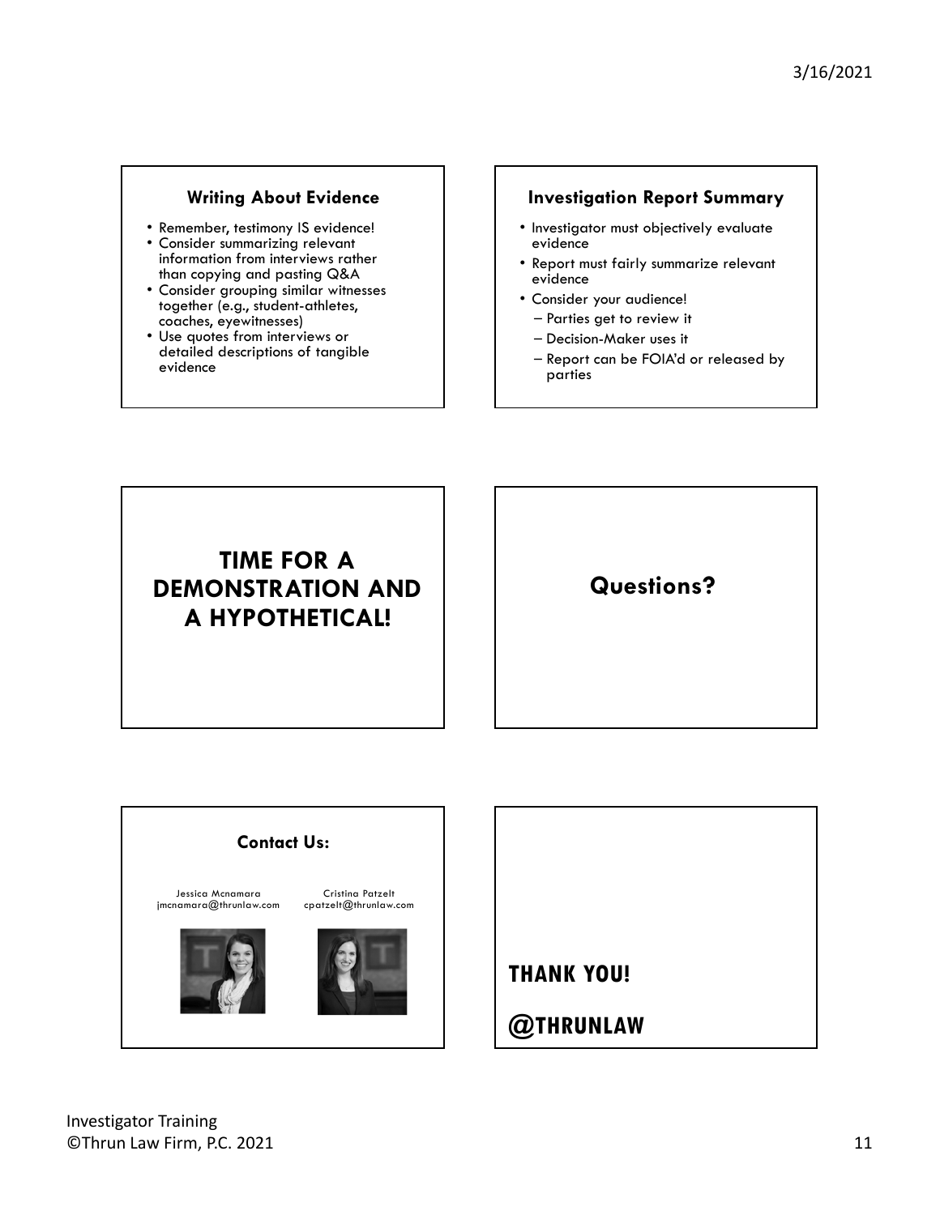## Writing About Evidence

- Remember, testimony IS evidence!
- Consider summarizing relevant information from interviews rather than copying and pasting Q&A
- Consider grouping similar witnesses together (e.g., student-athletes, coaches, eyewitnesses)
- Use quotes from interviews or detailed descriptions of tangible evidence

## Investigation Report Summary

- Investigator must objectively evaluate evidence
- Report must fairly summarize relevant evidence
- Consider your audience!
  - Parties get to review it
  - Decision-Maker uses it
  - Report can be FOIA'd or released by parties

## TIME FOR A DEMONSTRATION AND A HYPOTHETICAL!

## Questions?

## Contact Us:

Jessica Mcnamara
jmcnamara@thrunlaw.com

Cristina Patzelt
cpatzelt@thrunlaw.com

**THANK YOU!**

**@THRUNLAW**